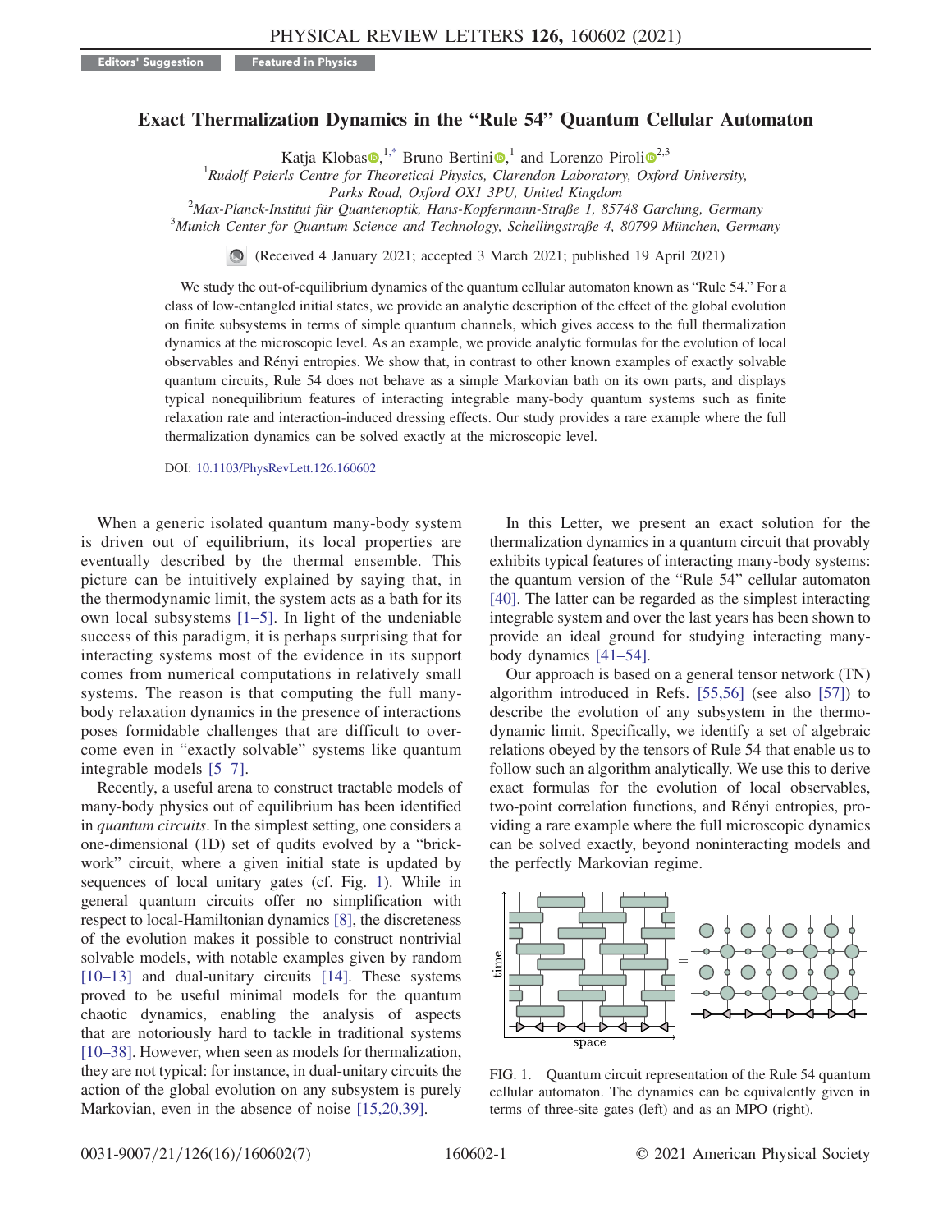Editors' Suggestion Featured in Physics

# Exact Thermalization Dynamics in the "Rule 54" Quantum Cellular Automaton

Katja Klobas,[1,*] Bruno Bertini,[1] and Lorenzo Piroli[2,3]

[1] Rudolf Peierls Centre for Theoretical Physics, Clarendon Laboratory, Oxford University, Parks Road, Oxford OX1 3PU, United Kingdom

[2] Max-Planck-Institut für Quantenoptik, Hans-Kopfermann-Straße 1, 85748 Garching, Germany

[3] Munich Center for Quantum Science and Technology, Schellingstraße 4, 80799 München, Germany

(Received 4 January 2021; accepted 3 March 2021; published 19 April 2021)

We study the out-of-equilibrium dynamics of the quantum cellular automaton known as "Rule 54." For a class of low-entangled initial states, we provide an analytic description of the effect of the global evolution on finite subsystems in terms of simple quantum channels, which gives access to the full thermalization dynamics at the microscopic level. As an example, we provide analytic formulas for the evolution of local observables and Rényi entropies. We show that, in contrast to other known examples of exactly solvable quantum circuits, Rule 54 does not behave as a simple Markovian bath on its own parts, and displays typical nonequilibrium features of interacting integrable many-body quantum systems such as finite relaxation rate and interaction-induced dressing effects. Our study provides a rare example where the full thermalization dynamics can be solved exactly at the microscopic level.

DOI: 10.1103/PhysRevLett.126.160602

When a generic isolated quantum many-body system is driven out of equilibrium, its local properties are eventually described by the thermal ensemble. This picture can be intuitively explained by saying that, in the thermodynamic limit, the system acts as a bath for its own local subsystems [1–5]. In light of the undeniable success of this paradigm, it is perhaps surprising that for interacting systems most of the evidence in its support comes from numerical computations in relatively small systems. The reason is that computing the full many-body relaxation dynamics in the presence of interactions poses formidable challenges that are difficult to overcome even in "exactly solvable" systems like quantum integrable models [5–7].

Recently, a useful arena to construct tractable models of many-body physics out of equilibrium has been identified in *quantum circuits*. In the simplest setting, one considers a one-dimensional (1D) set of qudits evolved by a "brick-work" circuit, where a given initial state is updated by sequences of local unitary gates (cf. Fig. 1). While in general quantum circuits offer no simplification with respect to local-Hamiltonian dynamics [8], the discreteness of the evolution makes it possible to construct nontrivial solvable models, with notable examples given by random [10–13] and dual-unitary circuits [14]. These systems proved to be useful minimal models for the quantum chaotic dynamics, enabling the analysis of aspects that are notoriously hard to tackle in traditional systems [10–38]. However, when seen as models for thermalization, they are not typical: for instance, in dual-unitary circuits the action of the global evolution on any subsystem is purely Markovian, even in the absence of noise [15,20,39].

In this Letter, we present an exact solution for the thermalization dynamics in a quantum circuit that provably exhibits typical features of interacting many-body systems: the quantum version of the "Rule 54" cellular automaton [40]. The latter can be regarded as the simplest interacting integrable system and over the last years has been shown to provide an ideal ground for studying interacting many-body dynamics [41–54].

Our approach is based on a general tensor network (TN) algorithm introduced in Refs. [55,56] (see also [57]) to describe the evolution of any subsystem in the thermodynamic limit. Specifically, we identify a set of algebraic relations obeyed by the tensors of Rule 54 that enable us to follow such an algorithm analytically. We use this to derive exact formulas for the evolution of local observables, two-point correlation functions, and Rényi entropies, providing a rare example where the full microscopic dynamics can be solved exactly, beyond noninteracting models and the perfectly Markovian regime.

FIG. 1. Quantum circuit representation of the Rule 54 quantum cellular automaton. The dynamics can be equivalently given in terms of three-site gates (left) and as an MPO (right).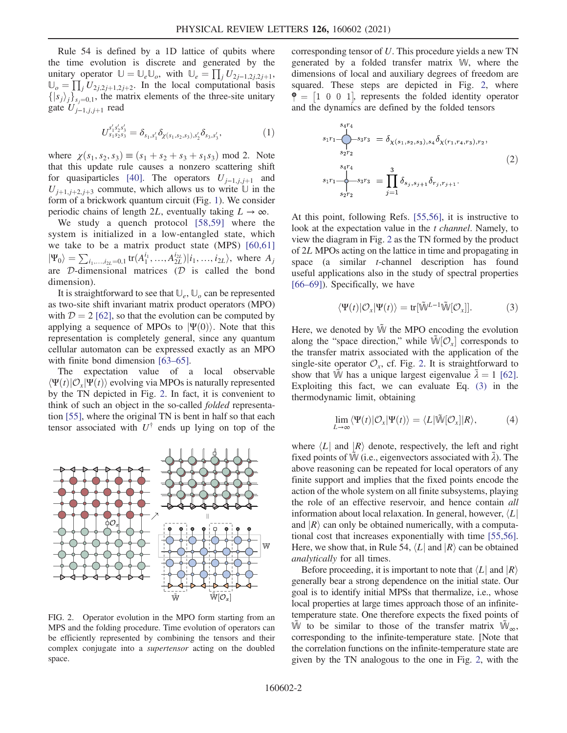Rule 54 is defined by a 1D lattice of qubits where the time evolution is discrete and generated by the unitary operator $\mathbb{U} = \mathbb{U}_e \mathbb{U}_o$, with $\mathbb{U}_e = \prod_j U_{2j-1,2j,2j+1}$, $\mathbb{U}_o = \prod_j U_{2j,2j+1,2j+2}$. In the local computational basis $\{|s_j\rangle\}_{s_j=0,1}$, the matrix elements of the three-site unitary gate $U_{j-1,j,j+1}$ read

$$U^{s_1' s_2' s_3'}_{s_1 s_2 s_3} = \delta_{s_1,s_1'} \delta_{\chi(s_1,s_2,s_3),s_2'} \delta_{s_3,s_3'}, \tag{1}$$

where $\chi(s_1, s_2, s_3) \equiv (s_1 + s_2 + s_3 + s_1 s_3) \bmod 2$. Note that this update rule causes a nonzero scattering shift for quasiparticles [40]. The operators $U_{j-1,j,j+1}$ and $U_{j+1,j+2,j+3}$ commute, which allows us to write $\mathbb{U}$ in the form of a brickwork quantum circuit (Fig. 1). We consider periodic chains of length $2L$, eventually taking $L \to \infty$.

We study a quench protocol [58,59] where the system is initialized in a low-entangled state, which we take to be a matrix product state (MPS) [60,61] $|\Psi_0\rangle = \sum_{i_1,\ldots,i_{2L}=0,1} \mathrm{tr}(A_1^{i_1}, \ldots, A_{2L}^{i_{2L}}) |i_1, \ldots, i_{2L}\rangle$, where $A_j$ are $\mathcal{D}$-dimensional matrices ($\mathcal{D}$ is called the bond dimension).

It is straightforward to see that $\mathbb{U}_e$, $\mathbb{U}_o$ can be represented as two-site shift invariant matrix product operators (MPO) with $\mathcal{D} = 2$ [62], so that the evolution can be computed by applying a sequence of MPOs to $|\Psi(0)\rangle$. Note that this representation is completely general, since any quantum cellular automaton can be expressed exactly as an MPO with finite bond dimension [63–65].

The expectation value of a local observable $\langle \Psi(t)|\mathcal{O}_x|\Psi(t)\rangle$ evolving via MPOs is naturally represented by the TN depicted in Fig. 2. In fact, it is convenient to think of such an object in the so-called *folded* representation [55], where the original TN is bent in half so that each tensor associated with $U^\dagger$ ends up lying on top of the corresponding tensor of $U$. This procedure yields a new TN generated by a folded transfer matrix $\mathbb{W}$, where the dimensions of local and auxiliary degrees of freedom are squared. These steps are depicted in Fig. 2, where $\mathbin{\text{⚲}} = [1\ 0\ 0\ 1]$, represents the folded identity operator and the dynamics are defined by the folded tensors

$$\text{(blue circle tensor)}\; {}^{s_4 r_4}_{s_2 r_2},\, s_1 r_1 \to s_3 r_3 = \delta_{\chi(s_1,s_2,s_3),s_4} \delta_{\chi(r_1,r_4,r_3),r_2},$$
$$\text{(small circle tensor)}\; {}^{s_4 r_4}_{s_2 r_2},\, s_1 r_1 \to s_3 r_3 = \prod_{j=1}^{3} \delta_{s_j,s_{j+1}} \delta_{r_j,r_{j+1}}. \tag{2}$$

At this point, following Refs. [55,56], it is instructive to look at the expectation value in the *t channel*. Namely, to view the diagram in Fig. 2 as the TN formed by the product of $2L$ MPOs acting on the lattice in time and propagating in space (a similar $t$-channel description has found useful applications also in the study of spectral properties [66–69]). Specifically, we have

$$\langle \Psi(t)|\mathcal{O}_x|\Psi(t)\rangle = \mathrm{tr}[\tilde{\mathbb{W}}^{L-1} \tilde{\mathbb{W}}[\mathcal{O}_x]]. \tag{3}$$

Here, we denoted by $\tilde{\mathbb{W}}$ the MPO encoding the evolution along the "space direction," while $\tilde{\mathbb{W}}[\mathcal{O}_x]$ corresponds to the transfer matrix associated with the application of the single-site operator $\mathcal{O}_x$, cf. Fig. 2. It is straightforward to show that $\tilde{\mathbb{W}}$ has a unique largest eigenvalue $\tilde{\lambda} = 1$ [62]. Exploiting this fact, we can evaluate Eq. (3) in the thermodynamic limit, obtaining

$$\lim_{L\to\infty} \langle \Psi(t)|\mathcal{O}_x|\Psi(t)\rangle = \langle L|\tilde{\mathbb{W}}[\mathcal{O}_x]|R\rangle, \tag{4}$$

where $\langle L|$ and $|R\rangle$ denote, respectively, the left and right fixed points of $\tilde{\mathbb{W}}$ (i.e., eigenvectors associated with $\tilde{\lambda}$). The above reasoning can be repeated for local operators of any finite support and implies that the fixed points encode the action of the whole system on all finite subsystems, playing the role of an effective reservoir, and hence contain *all* information about local relaxation. In general, however, $\langle L|$ and $|R\rangle$ can only be obtained numerically, with a computational cost that increases exponentially with time [55,56]. Here, we show that, in Rule 54, $\langle L|$ and $|R\rangle$ can be obtained *analytically* for all times.

Before proceeding, it is important to note that $\langle L|$ and $|R\rangle$ generally bear a strong dependence on the initial state. Our goal is to identify initial MPSs that thermalize, i.e., whose local properties at large times approach those of an infinite-temperature state. One therefore expects the fixed points of $\tilde{\mathbb{W}}$ to be similar to those of the transfer matrix $\tilde{\mathbb{W}}_\infty$, corresponding to the infinite-temperature state. [Note that the correlation functions on the infinite-temperature state are given by the TN analogous to the one in Fig. 2, with the

FIG. 2. Operator evolution in the MPO form starting from an MPS and the folding procedure. Time evolution of operators can be efficiently represented by combining the tensors and their complex conjugate into a *supertensor* acting on the doubled space.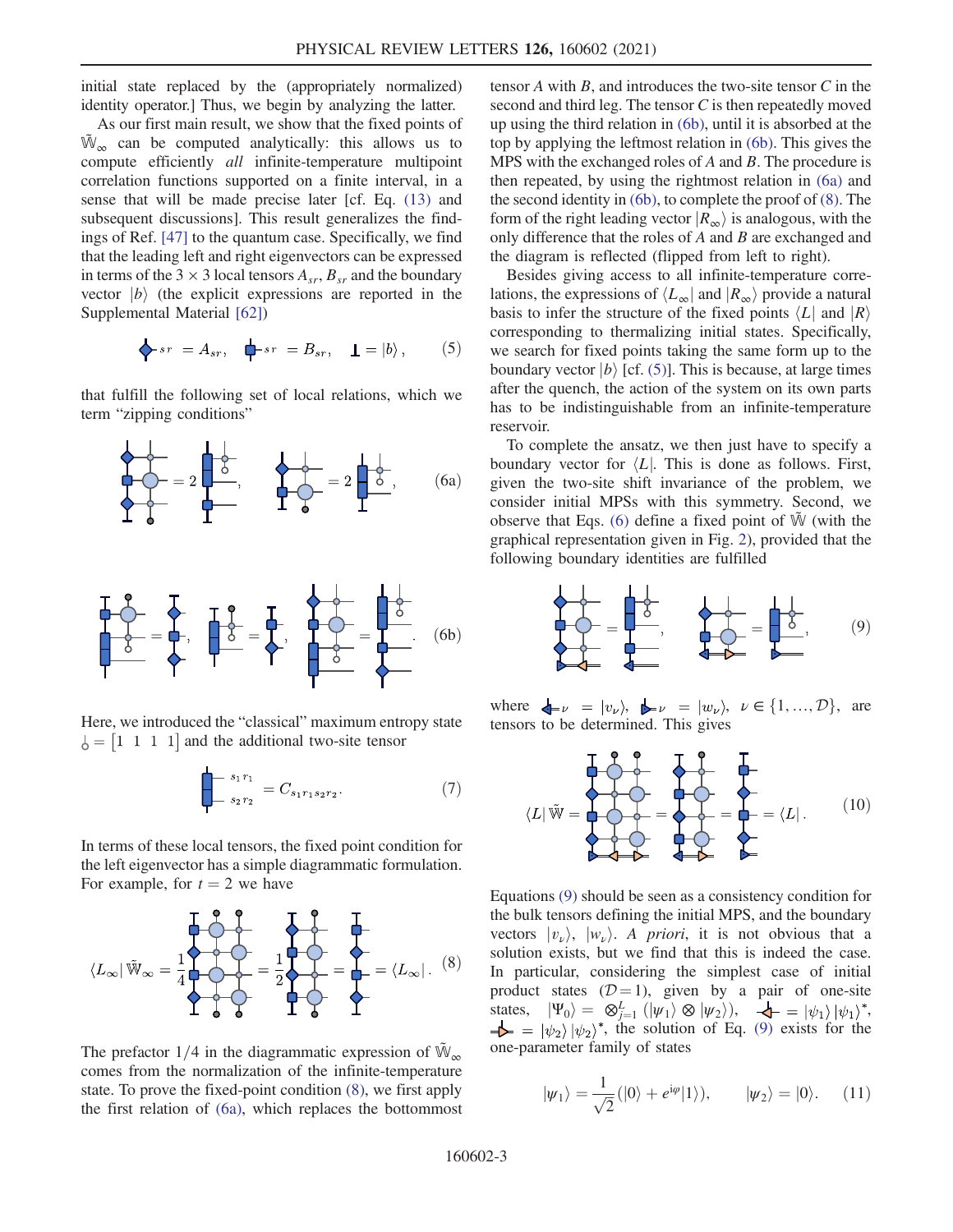initial state replaced by the (appropriately normalized) identity operator.] Thus, we begin by analyzing the latter.

As our first main result, we show that the fixed points of $\tilde{\mathbb{W}}_\infty$ can be computed analytically: this allows us to compute efficiently *all* infinite-temperature multipoint correlation functions supported on a finite interval, in a sense that will be made precise later [cf. Eq. (13) and subsequent discussions]. This result generalizes the findings of Ref. [47] to the quantum case. Specifically, we find that the leading left and right eigenvectors can be expressed in terms of the $3\times 3$ local tensors $A_{sr}$, $B_{sr}$ and the boundary vector $|b\rangle$ (the explicit expressions are reported in the Supplemental Material [62])

$$ = A_{sr}, \quad = B_{sr}, \quad = |b\rangle, \qquad (5)$$

that fulfill the following set of local relations, which we term "zipping conditions"

$$ = 2 \quad, \qquad = 2 \quad, \qquad (6a)$$

$$ = \quad, \qquad = \quad, \qquad = \quad. \qquad (6b)$$

Here, we introduced the "classical" maximum entropy state $= [1\ \ 1\ \ 1]$ and the additional two-site tensor

$$ = C_{s_1 r_1 s_2 r_2}. \qquad (7)$$

In terms of these local tensors, the fixed point condition for the left eigenvector has a simple diagrammatic formulation. For example, for $t=2$ we have

$$\langle L_\infty|\tilde{\mathbb{W}}_\infty = \frac{1}{4} \quad = \frac{1}{2} \quad = \quad = \langle L_\infty|. \qquad (8)$$

The prefactor $1/4$ in the diagrammatic expression of $\tilde{\mathbb{W}}_\infty$ comes from the normalization of the infinite-temperature state. To prove the fixed-point condition (8), we first apply the first relation of (6a), which replaces the bottommost tensor $A$ with $B$, and introduces the two-site tensor $C$ in the second and third leg. The tensor $C$ is then repeatedly moved up using the third relation in (6b), until it is absorbed at the top by applying the leftmost relation in (6b). This gives the MPS with the exchanged roles of $A$ and $B$. The procedure is then repeated, by using the rightmost relation in (6a) and the second identity in (6b), to complete the proof of (8). The form of the right leading vector $|R_\infty\rangle$ is analogous, with the only difference that the roles of $A$ and $B$ are exchanged and the diagram is reflected (flipped from left to right).

Besides giving access to all infinite-temperature correlations, the expressions of $\langle L_\infty|$ and $|R_\infty\rangle$ provide a natural basis to infer the structure of the fixed points $\langle L|$ and $|R\rangle$ corresponding to thermalizing initial states. Specifically, we search for fixed points taking the same form up to the boundary vector $|b\rangle$ [cf. (5)]. This is because, at large times after the quench, the action of the system on its own parts has to be indistinguishable from an infinite-temperature reservoir.

To complete the ansatz, we then just have to specify a boundary vector for $\langle L|$. This is done as follows. First, given the two-site shift invariance of the problem, we consider initial MPSs with this symmetry. Second, we observe that Eqs. (6) define a fixed point of $\tilde{\mathbb{W}}$ (with the graphical representation given in Fig. 2), provided that the following boundary identities are fulfilled

$$ = \quad, \qquad = \quad, \qquad (9)$$

where $= |v_\nu\rangle$, $= |w_\nu\rangle$, $\nu \in \{1,\ldots,\mathcal{D}\}$, are tensors to be determined. This gives

$$\langle L|\tilde{\mathbb{W}} = \quad = \quad = \quad = \langle L|. \qquad (10)$$

Equations (9) should be seen as a consistency condition for the bulk tensors defining the initial MPS, and the boundary vectors $|v_\nu\rangle$, $|w_\nu\rangle$. *A priori*, it is not obvious that a solution exists, but we find that this is indeed the case. In particular, considering the simplest case of initial product states ($\mathcal{D}=1$), given by a pair of one-site states, $|\Psi_0\rangle = \otimes_{j=1}^{L}(|\psi_1\rangle \otimes |\psi_2\rangle)$, $= |\psi_1\rangle|\psi_1\rangle^*$, $= |\psi_2\rangle|\psi_2\rangle^*$, the solution of Eq. (9) exists for the one-parameter family of states

$$|\psi_1\rangle = \frac{1}{\sqrt{2}}(|0\rangle + e^{i\varphi}|1\rangle), \qquad |\psi_2\rangle = |0\rangle. \qquad (11)$$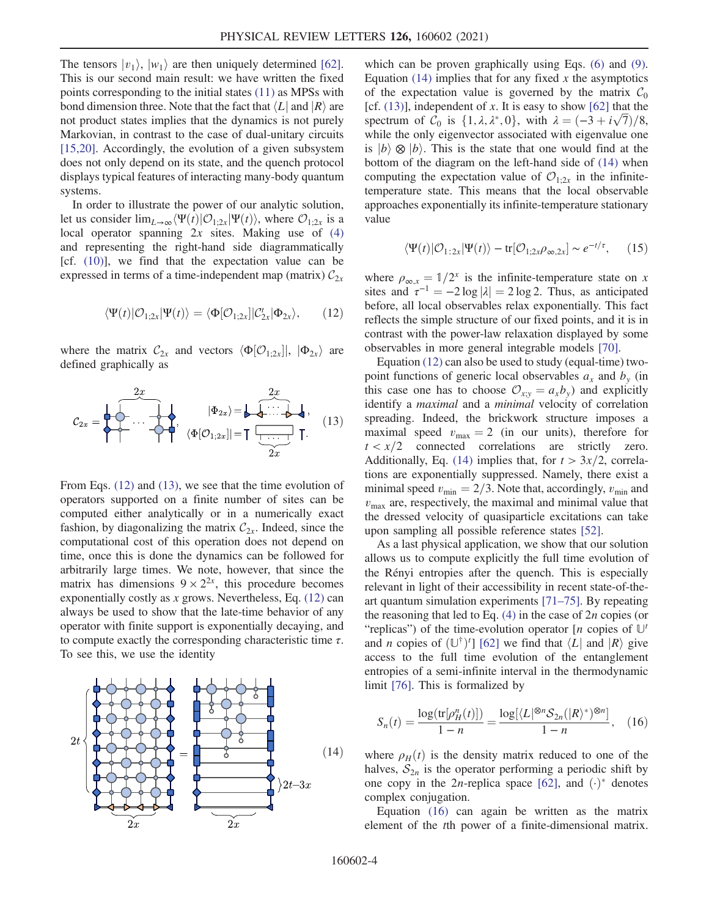The tensors $|v_1\rangle$, $|w_1\rangle$ are then uniquely determined [62]. This is our second main result: we have written the fixed points corresponding to the initial states (11) as MPSs with bond dimension three. Note that the fact that $\langle L|$ and $|R\rangle$ are not product states implies that the dynamics is not purely Markovian, in contrast to the case of dual-unitary circuits [15,20]. Accordingly, the evolution of a given subsystem does not only depend on its state, and the quench protocol displays typical features of interacting many-body quantum systems.

In order to illustrate the power of our analytic solution, let us consider $\lim_{L\to\infty}\langle\Psi(t)|\mathcal{O}_{1;2x}|\Psi(t)\rangle$, where $\mathcal{O}_{1;2x}$ is a local operator spanning $2x$ sites. Making use of (4) and representing the right-hand side diagrammatically [cf. (10)], we find that the expectation value can be expressed in terms of a time-independent map (matrix) $\mathcal{C}_{2x}$

$$\langle\Psi(t)|\mathcal{O}_{1;2x}|\Psi(t)\rangle = \langle\Phi[\mathcal{O}_{1;2x}]|\mathcal{C}_{2x}^{t}|\Phi_{2x}\rangle, \qquad (12)$$

where the matrix $\mathcal{C}_{2x}$ and vectors $\langle\Phi[\mathcal{O}_{1;2x}]|$, $|\Phi_{2x}\rangle$ are defined graphically as

(13)

From Eqs. (12) and (13), we see that the time evolution of operators supported on a finite number of sites can be computed either analytically or in a numerically exact fashion, by diagonalizing the matrix $\mathcal{C}_{2x}$. Indeed, since the computational cost of this operation does not depend on time, once this is done the dynamics can be followed for arbitrarily large times. We note, however, that since the matrix has dimensions $9\times 2^{2x}$, this procedure becomes exponentially costly as $x$ grows. Nevertheless, Eq. (12) can always be used to show that the late-time behavior of any operator with finite support is exponentially decaying, and to compute exactly the corresponding characteristic time $\tau$. To see this, we use the identity

(14)

which can be proven graphically using Eqs. (6) and (9). Equation (14) implies that for any fixed $x$ the asymptotics of the expectation value is governed by the matrix $\mathcal{C}_0$ [cf. (13)], independent of $x$. It is easy to show [62] that the spectrum of $\mathcal{C}_0$ is $\{1,\lambda,\lambda^*,0\}$, with $\lambda=(-3+i\sqrt{7})/8$, while the only eigenvector associated with eigenvalue one is $|b\rangle\otimes|b\rangle$. This is the state that one would find at the bottom of the diagram on the left-hand side of (14) when computing the expectation value of $\mathcal{O}_{1;2x}$ in the infinite-temperature state. This means that the local observable approaches exponentially its infinite-temperature stationary value

$$\langle\Psi(t)|\mathcal{O}_{1:2x}|\Psi(t)\rangle - \mathrm{tr}[\mathcal{O}_{1;2x}\rho_{\infty,2x}] \sim e^{-t/\tau}, \qquad (15)$$

where $\rho_{\infty,x}=\mathbb{1}/2^x$ is the infinite-temperature state on $x$ sites and $\tau^{-1}=-2\log|\lambda|=2\log 2$. Thus, as anticipated before, all local observables relax exponentially. This fact reflects the simple structure of our fixed points, and it is in contrast with the power-law relaxation displayed by some observables in more general integrable models [70].

Equation (12) can also be used to study (equal-time) two-point functions of generic local observables $a_x$ and $b_y$ (in this case one has to choose $\mathcal{O}_{x;y}=a_x b_y$) and explicitly identify a *maximal* and a *minimal* velocity of correlation spreading. Indeed, the brickwork structure imposes a maximal speed $v_{\max}=2$ (in our units), therefore for $t<x/2$ connected correlations are strictly zero. Additionally, Eq. (14) implies that, for $t>3x/2$, correlations are exponentially suppressed. Namely, there exist a minimal speed $v_{\min}=2/3$. Note that, accordingly, $v_{\min}$ and $v_{\max}$ are, respectively, the maximal and minimal value that the dressed velocity of quasiparticle excitations can take upon sampling all possible reference states [52].

As a last physical application, we show that our solution allows us to compute explicitly the full time evolution of the Rényi entropies after the quench. This is especially relevant in light of their accessibility in recent state-of-the-art quantum simulation experiments [71–75]. By repeating the reasoning that led to Eq. (4) in the case of $2n$ copies (or "replicas") of the time-evolution operator [$n$ copies of $\mathbb{U}^t$ and $n$ copies of $(\mathbb{U}^\dagger)^t$] [62] we find that $\langle L|$ and $|R\rangle$ give access to the full time evolution of the entanglement entropies of a semi-infinite interval in the thermodynamic limit [76]. This is formalized by

$$S_n(t) = \frac{\log(\mathrm{tr}[\rho_H^n(t)])}{1-n} = \frac{\log[\langle L|^{\otimes n}\mathcal{S}_{2n}(|R\rangle^*)^{\otimes n}]}{1-n}, \qquad (16)$$

where $\rho_H(t)$ is the density matrix reduced to one of the halves, $\mathcal{S}_{2n}$ is the operator performing a periodic shift by one copy in the $2n$-replica space [62], and $(\cdot)^*$ denotes complex conjugation.

Equation (16) can again be written as the matrix element of the $t$th power of a finite-dimensional matrix.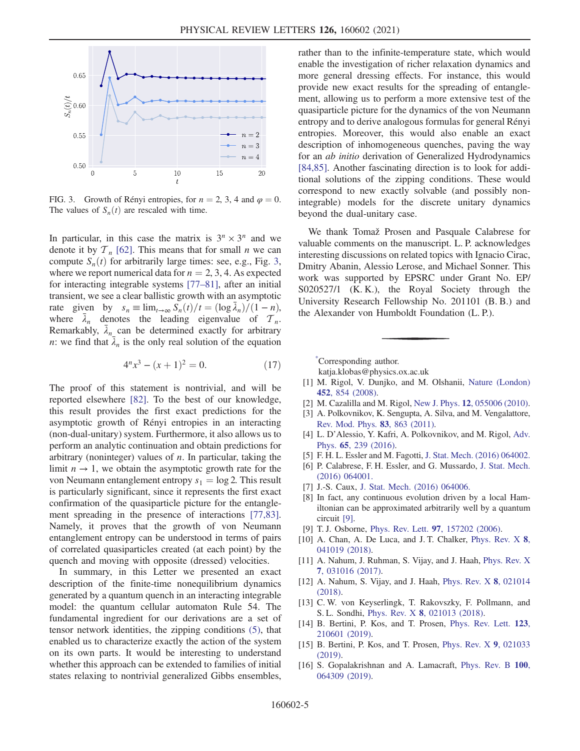FIG. 3. Growth of Rényi entropies, for $n = 2, 3, 4$ and $\varphi = 0$. The values of $S_n(t)$ are rescaled with time.

In particular, in this case the matrix is $3^n \times 3^n$ and we denote it by $\mathcal{T}_n$ [62]. This means that for small $n$ we can compute $S_n(t)$ for arbitrarily large times: see, e.g., Fig. 3, where we report numerical data for $n = 2, 3, 4$. As expected for interacting integrable systems [77–81], after an initial transient, we see a clear ballistic growth with an asymptotic rate given by $s_n \equiv \lim_{t\to\infty} S_n(t)/t = (\log \bar{\lambda}_n)/(1-n)$, where $\bar{\lambda}_n$ denotes the leading eigenvalue of $\mathcal{T}_n$. Remarkably, $\bar{\lambda}_n$ can be determined exactly for arbitrary $n$: we find that $\bar{\lambda}_n$ is the only real solution of the equation

$$4^n x^3 - (x+1)^2 = 0. \tag{17}$$

The proof of this statement is nontrivial, and will be reported elsewhere [82]. To the best of our knowledge, this result provides the first exact predictions for the asymptotic growth of Rényi entropies in an interacting (non-dual-unitary) system. Furthermore, it also allows us to perform an analytic continuation and obtain predictions for arbitrary (noninteger) values of $n$. In particular, taking the limit $n \to 1$, we obtain the asymptotic growth rate for the von Neumann entanglement entropy $s_1 = \log 2$. This result is particularly significant, since it represents the first exact confirmation of the quasiparticle picture for the entanglement spreading in the presence of interactions [77,83]. Namely, it proves that the growth of von Neumann entanglement entropy can be understood in terms of pairs of correlated quasiparticles created (at each point) by the quench and moving with opposite (dressed) velocities.

In summary, in this Letter we presented an exact description of the finite-time nonequilibrium dynamics generated by a quantum quench in an interacting integrable model: the quantum cellular automaton Rule 54. The fundamental ingredient for our derivations are a set of tensor network identities, the zipping conditions (5), that enabled us to characterize exactly the action of the system on its own parts. It would be interesting to understand whether this approach can be extended to families of initial states relaxing to nontrivial generalized Gibbs ensembles, rather than to the infinite-temperature state, which would enable the investigation of richer relaxation dynamics and more general dressing effects. For instance, this would provide new exact results for the spreading of entanglement, allowing us to perform a more extensive test of the quasiparticle picture for the dynamics of the von Neumann entropy and to derive analogous formulas for general Rényi entropies. Moreover, this would also enable an exact description of inhomogeneous quenches, paving the way for an *ab initio* derivation of Generalized Hydrodynamics [84,85]. Another fascinating direction is to look for additional solutions of the zipping conditions. These would correspond to new exactly solvable (and possibly nonintegrable) models for the discrete unitary dynamics beyond the dual-unitary case.

We thank Tomaž Prosen and Pasquale Calabrese for valuable comments on the manuscript. L. P. acknowledges interesting discussions on related topics with Ignacio Cirac, Dmitry Abanin, Alessio Lerose, and Michael Sonner. This work was supported by EPSRC under Grant No. EP/S020527/1 (K. K.), the Royal Society through the University Research Fellowship No. 201101 (B. B.) and the Alexander von Humboldt Foundation (L. P.).

---

[*] Corresponding author.
katja.klobas@physics.ox.ac.uk

[1] M. Rigol, V. Dunjko, and M. Olshanii, Nature (London) **452**, 854 (2008).
[2] M. Cazalilla and M. Rigol, New J. Phys. **12**, 055006 (2010).
[3] A. Polkovnikov, K. Sengupta, A. Silva, and M. Vengalattore, Rev. Mod. Phys. **83**, 863 (2011).
[4] L. D'Alessio, Y. Kafri, A. Polkovnikov, and M. Rigol, Adv. Phys. **65**, 239 (2016).
[5] F. H. L. Essler and M. Fagotti, J. Stat. Mech. (2016) 064002.
[6] P. Calabrese, F. H. Essler, and G. Mussardo, J. Stat. Mech. (2016) 064001.
[7] J.-S. Caux, J. Stat. Mech. (2016) 064006.
[8] In fact, any continuous evolution driven by a local Hamiltonian can be approximated arbitrarily well by a quantum circuit [9].
[9] T. J. Osborne, Phys. Rev. Lett. **97**, 157202 (2006).
[10] A. Chan, A. De Luca, and J. T. Chalker, Phys. Rev. X **8**, 041019 (2018).
[11] A. Nahum, J. Ruhman, S. Vijay, and J. Haah, Phys. Rev. X **7**, 031016 (2017).
[12] A. Nahum, S. Vijay, and J. Haah, Phys. Rev. X **8**, 021014 (2018).
[13] C. W. von Keyserlingk, T. Rakovszky, F. Pollmann, and S. L. Sondhi, Phys. Rev. X **8**, 021013 (2018).
[14] B. Bertini, P. Kos, and T. Prosen, Phys. Rev. Lett. **123**, 210601 (2019).
[15] B. Bertini, P. Kos, and T. Prosen, Phys. Rev. X **9**, 021033 (2019).
[16] S. Gopalakrishnan and A. Lamacraft, Phys. Rev. B **100**, 064309 (2019).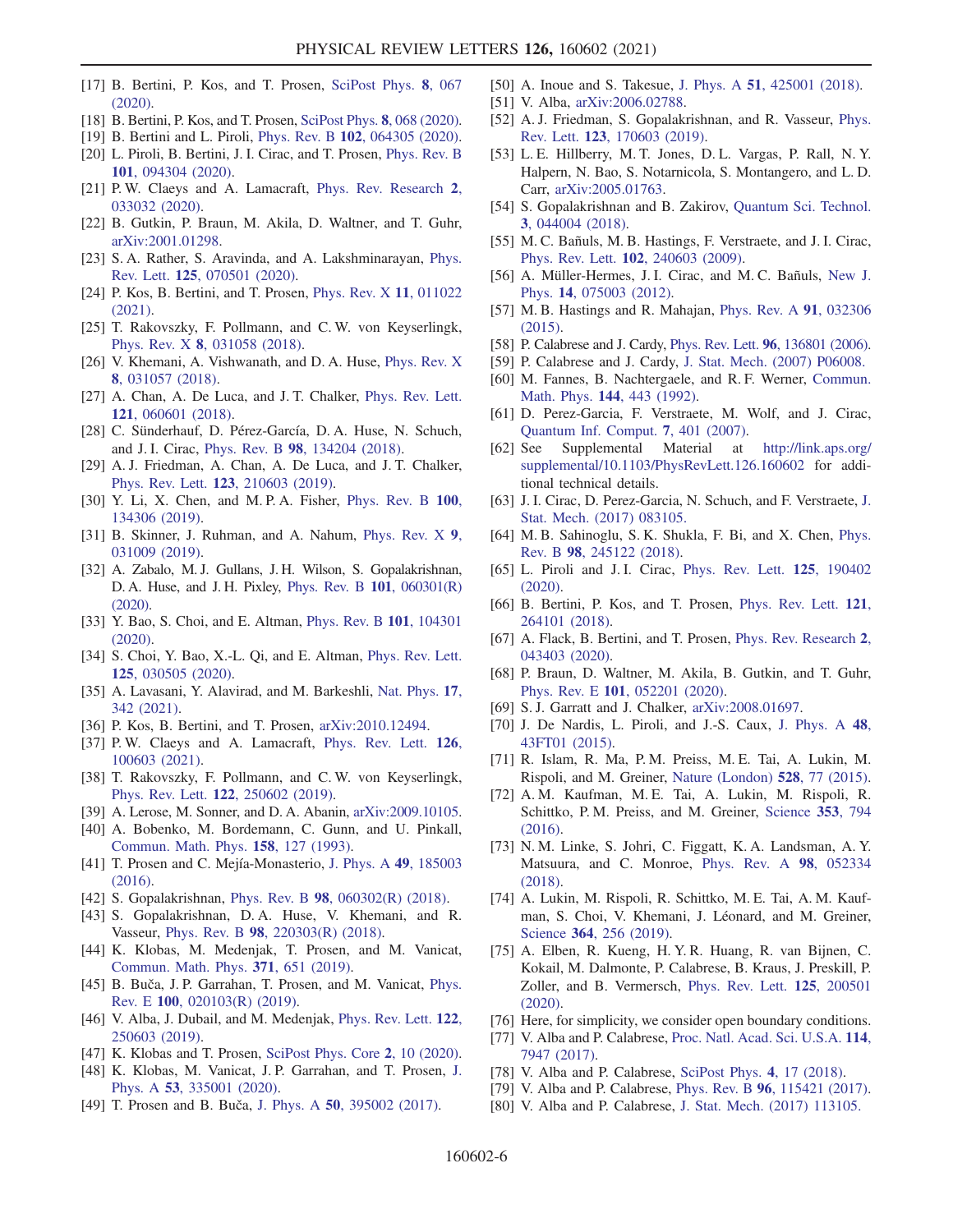[17] B. Bertini, P. Kos, and T. Prosen, SciPost Phys. **8**, 067 (2020).

[18] B. Bertini, P. Kos, and T. Prosen, SciPost Phys. **8**, 068 (2020).

[19] B. Bertini and L. Piroli, Phys. Rev. B **102**, 064305 (2020).

[20] L. Piroli, B. Bertini, J. I. Cirac, and T. Prosen, Phys. Rev. B **101**, 094304 (2020).

[21] P. W. Claeys and A. Lamacraft, Phys. Rev. Research **2**, 033032 (2020).

[22] B. Gutkin, P. Braun, M. Akila, D. Waltner, and T. Guhr, arXiv:2001.01298.

[23] S. A. Rather, S. Aravinda, and A. Lakshminarayan, Phys. Rev. Lett. **125**, 070501 (2020).

[24] P. Kos, B. Bertini, and T. Prosen, Phys. Rev. X **11**, 011022 (2021).

[25] T. Rakovszky, F. Pollmann, and C. W. von Keyserlingk, Phys. Rev. X **8**, 031058 (2018).

[26] V. Khemani, A. Vishwanath, and D. A. Huse, Phys. Rev. X **8**, 031057 (2018).

[27] A. Chan, A. De Luca, and J. T. Chalker, Phys. Rev. Lett. **121**, 060601 (2018).

[28] C. Sünderhauf, D. Pérez-García, D. A. Huse, N. Schuch, and J. I. Cirac, Phys. Rev. B **98**, 134204 (2018).

[29] A. J. Friedman, A. Chan, A. De Luca, and J. T. Chalker, Phys. Rev. Lett. **123**, 210603 (2019).

[30] Y. Li, X. Chen, and M. P. A. Fisher, Phys. Rev. B **100**, 134306 (2019).

[31] B. Skinner, J. Ruhman, and A. Nahum, Phys. Rev. X **9**, 031009 (2019).

[32] A. Zabalo, M. J. Gullans, J. H. Wilson, S. Gopalakrishnan, D. A. Huse, and J. H. Pixley, Phys. Rev. B **101**, 060301(R) (2020).

[33] Y. Bao, S. Choi, and E. Altman, Phys. Rev. B **101**, 104301 (2020).

[34] S. Choi, Y. Bao, X.-L. Qi, and E. Altman, Phys. Rev. Lett. **125**, 030505 (2020).

[35] A. Lavasani, Y. Alavirad, and M. Barkeshli, Nat. Phys. **17**, 342 (2021).

[36] P. Kos, B. Bertini, and T. Prosen, arXiv:2010.12494.

[37] P. W. Claeys and A. Lamacraft, Phys. Rev. Lett. **126**, 100603 (2021).

[38] T. Rakovszky, F. Pollmann, and C. W. von Keyserlingk, Phys. Rev. Lett. **122**, 250602 (2019).

[39] A. Lerose, M. Sonner, and D. A. Abanin, arXiv:2009.10105.

[40] A. Bobenko, M. Bordemann, C. Gunn, and U. Pinkall, Commun. Math. Phys. **158**, 127 (1993).

[41] T. Prosen and C. Mejía-Monasterio, J. Phys. A **49**, 185003 (2016).

[42] S. Gopalakrishnan, Phys. Rev. B **98**, 060302(R) (2018).

[43] S. Gopalakrishnan, D. A. Huse, V. Khemani, and R. Vasseur, Phys. Rev. B **98**, 220303(R) (2018).

[44] K. Klobas, M. Medenjak, T. Prosen, and M. Vanicat, Commun. Math. Phys. **371**, 651 (2019).

[45] B. Buča, J. P. Garrahan, T. Prosen, and M. Vanicat, Phys. Rev. E **100**, 020103(R) (2019).

[46] V. Alba, J. Dubail, and M. Medenjak, Phys. Rev. Lett. **122**, 250603 (2019).

[47] K. Klobas and T. Prosen, SciPost Phys. Core **2**, 10 (2020).

[48] K. Klobas, M. Vanicat, J. P. Garrahan, and T. Prosen, J. Phys. A **53**, 335001 (2020).

[49] T. Prosen and B. Buča, J. Phys. A **50**, 395002 (2017).

[50] A. Inoue and S. Takesue, J. Phys. A **51**, 425001 (2018).

[51] V. Alba, arXiv:2006.02788.

[52] A. J. Friedman, S. Gopalakrishnan, and R. Vasseur, Phys. Rev. Lett. **123**, 170603 (2019).

[53] L. E. Hillberry, M. T. Jones, D. L. Vargas, P. Rall, N. Y. Halpern, N. Bao, S. Notarnicola, S. Montangero, and L. D. Carr, arXiv:2005.01763.

[54] S. Gopalakrishnan and B. Zakirov, Quantum Sci. Technol. **3**, 044004 (2018).

[55] M. C. Bañuls, M. B. Hastings, F. Verstraete, and J. I. Cirac, Phys. Rev. Lett. **102**, 240603 (2009).

[56] A. Müller-Hermes, J. I. Cirac, and M. C. Bañuls, New J. Phys. **14**, 075003 (2012).

[57] M. B. Hastings and R. Mahajan, Phys. Rev. A **91**, 032306 (2015).

[58] P. Calabrese and J. Cardy, Phys. Rev. Lett. **96**, 136801 (2006).

[59] P. Calabrese and J. Cardy, J. Stat. Mech. (2007) P06008.

[60] M. Fannes, B. Nachtergaele, and R. F. Werner, Commun. Math. Phys. **144**, 443 (1992).

[61] D. Perez-Garcia, F. Verstraete, M. Wolf, and J. Cirac, Quantum Inf. Comput. **7**, 401 (2007).

[62] See Supplemental Material at http://link.aps.org/supplemental/10.1103/PhysRevLett.126.160602 for additional technical details.

[63] J. I. Cirac, D. Perez-Garcia, N. Schuch, and F. Verstraete, J. Stat. Mech. (2017) 083105.

[64] M. B. Sahinoglu, S. K. Shukla, F. Bi, and X. Chen, Phys. Rev. B **98**, 245122 (2018).

[65] L. Piroli and J. I. Cirac, Phys. Rev. Lett. **125**, 190402 (2020).

[66] B. Bertini, P. Kos, and T. Prosen, Phys. Rev. Lett. **121**, 264101 (2018).

[67] A. Flack, B. Bertini, and T. Prosen, Phys. Rev. Research **2**, 043403 (2020).

[68] P. Braun, D. Waltner, M. Akila, B. Gutkin, and T. Guhr, Phys. Rev. E **101**, 052201 (2020).

[69] S. J. Garratt and J. Chalker, arXiv:2008.01697.

[70] J. De Nardis, L. Piroli, and J.-S. Caux, J. Phys. A **48**, 43FT01 (2015).

[71] R. Islam, R. Ma, P. M. Preiss, M. E. Tai, A. Lukin, M. Rispoli, and M. Greiner, Nature (London) **528**, 77 (2015).

[72] A. M. Kaufman, M. E. Tai, A. Lukin, M. Rispoli, R. Schittko, P. M. Preiss, and M. Greiner, Science **353**, 794 (2016).

[73] N. M. Linke, S. Johri, C. Figgatt, K. A. Landsman, A. Y. Matsuura, and C. Monroe, Phys. Rev. A **98**, 052334 (2018).

[74] A. Lukin, M. Rispoli, R. Schittko, M. E. Tai, A. M. Kaufman, S. Choi, V. Khemani, J. Léonard, and M. Greiner, Science **364**, 256 (2019).

[75] A. Elben, R. Kueng, H. Y. R. Huang, R. van Bijnen, C. Kokail, M. Dalmonte, P. Calabrese, B. Kraus, J. Preskill, P. Zoller, and B. Vermersch, Phys. Rev. Lett. **125**, 200501 (2020).

[76] Here, for simplicity, we consider open boundary conditions.

[77] V. Alba and P. Calabrese, Proc. Natl. Acad. Sci. U.S.A. **114**, 7947 (2017).

[78] V. Alba and P. Calabrese, SciPost Phys. **4**, 17 (2018).

[79] V. Alba and P. Calabrese, Phys. Rev. B **96**, 115421 (2017).

[80] V. Alba and P. Calabrese, J. Stat. Mech. (2017) 113105.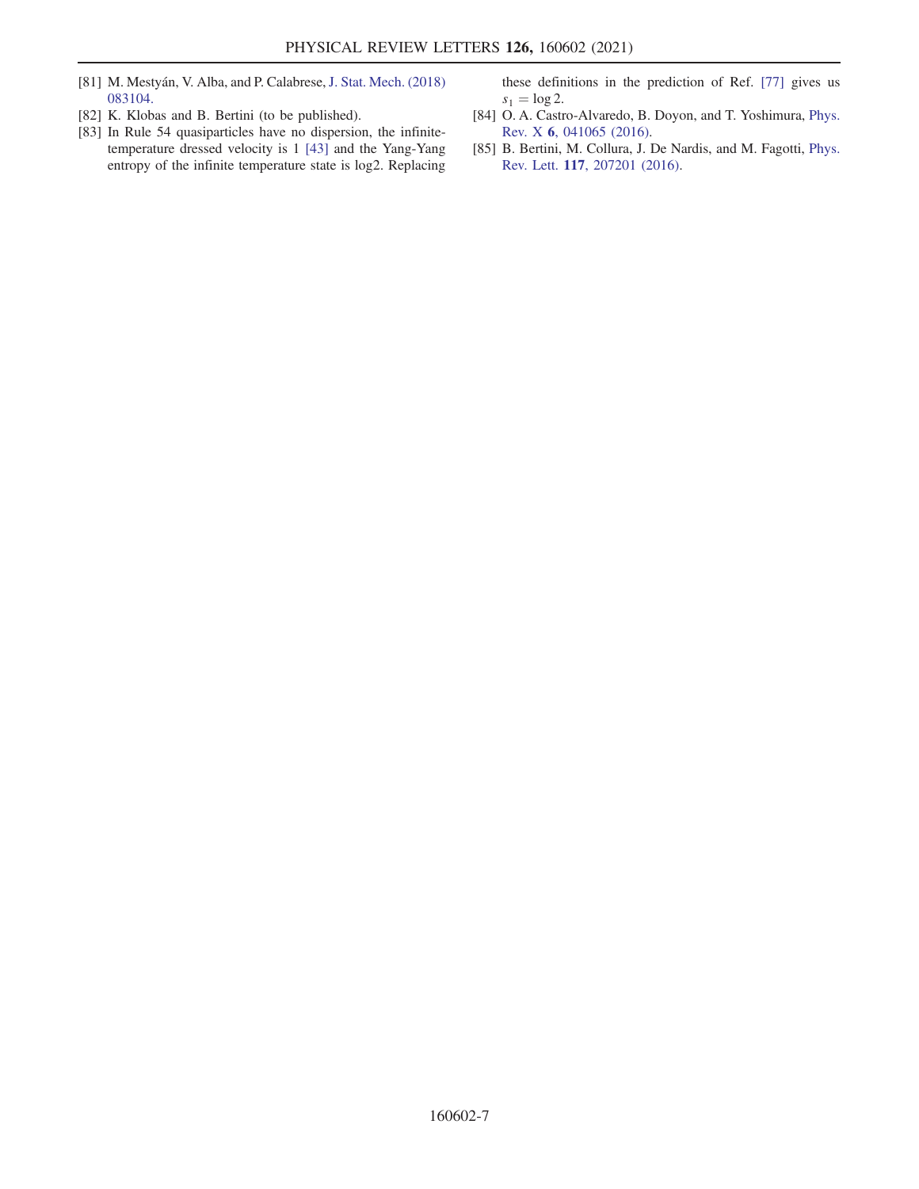[81] M. Mestyán, V. Alba, and P. Calabrese, J. Stat. Mech. (2018) 083104.

[82] K. Klobas and B. Bertini (to be published).

[83] In Rule 54 quasiparticles have no dispersion, the infinite-temperature dressed velocity is 1 [43] and the Yang-Yang entropy of the infinite temperature state is log2. Replacing these definitions in the prediction of Ref. [77] gives us $s_1 = \log 2$.

[84] O. A. Castro-Alvaredo, B. Doyon, and T. Yoshimura, Phys. Rev. X **6**, 041065 (2016).

[85] B. Bertini, M. Collura, J. De Nardis, and M. Fagotti, Phys. Rev. Lett. **117**, 207201 (2016).